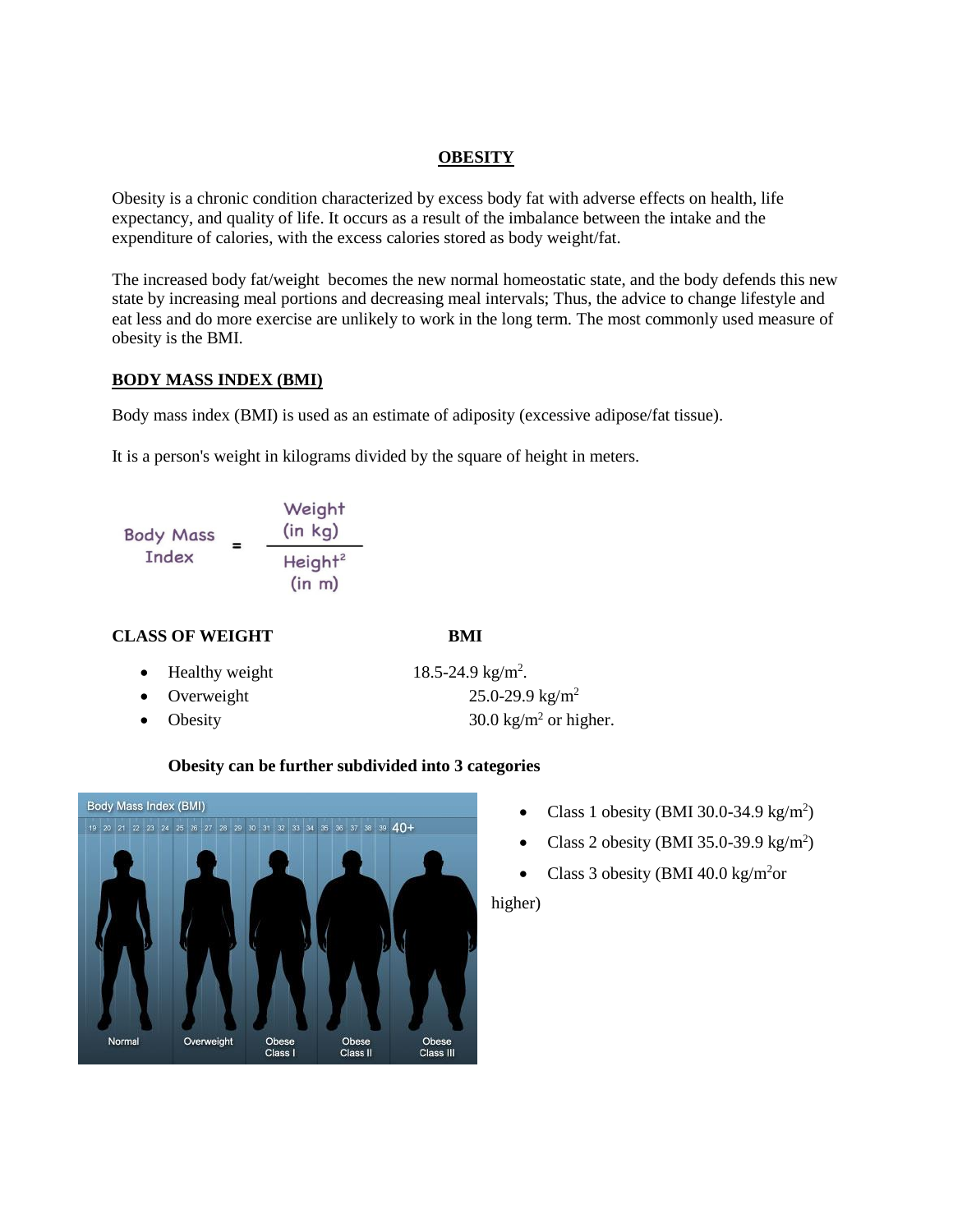# OBESITY

Obesity is a chronic condition characterized by excess body fat with adverse effects on health, life expectancy, and quality of life. It occurs as a result of the imbalance between the intake and the expenditure of calories, with the excess calories stored as body weight/fat.

The increased body fat/weight becomes the new normal homeostatic state, and the body defends this new state by increasing meal portions and decreasing meal intervals; Thus, the advice to change lifestyle and eat less and do more exercise are unlikely to work in the long term. The most commonly used measure of obesity is the BMI.

## BODY MASS INDEX (BMI)

Body mass index (BMI) is used as an estimate of adiposity (excessive adipose/fat tissue).

It is a person's weight in kilograms divided by the square of height in meters.

$$\text{Body Mass Index} = \frac{\text{Weight (in kg)}}{\text{Height}^2 \text{ (in m)}}$$

| CLASS OF WEIGHT | BMI |
|---|---|
| Healthy weight | 18.5-24.9 $kg/m^2$. |
| Overweight | 25.0-29.9 $kg/m^2$ |
| Obesity | 30.0 $kg/m^2$ or higher. |

**Obesity can be further subdivided into 3 categories**

- Class 1 obesity (BMI 30.0-34.9 $kg/m^2$)
- Class 2 obesity (BMI 35.0-39.9 $kg/m^2$)
- Class 3 obesity (BMI 40.0 $kg/m^2$ or higher)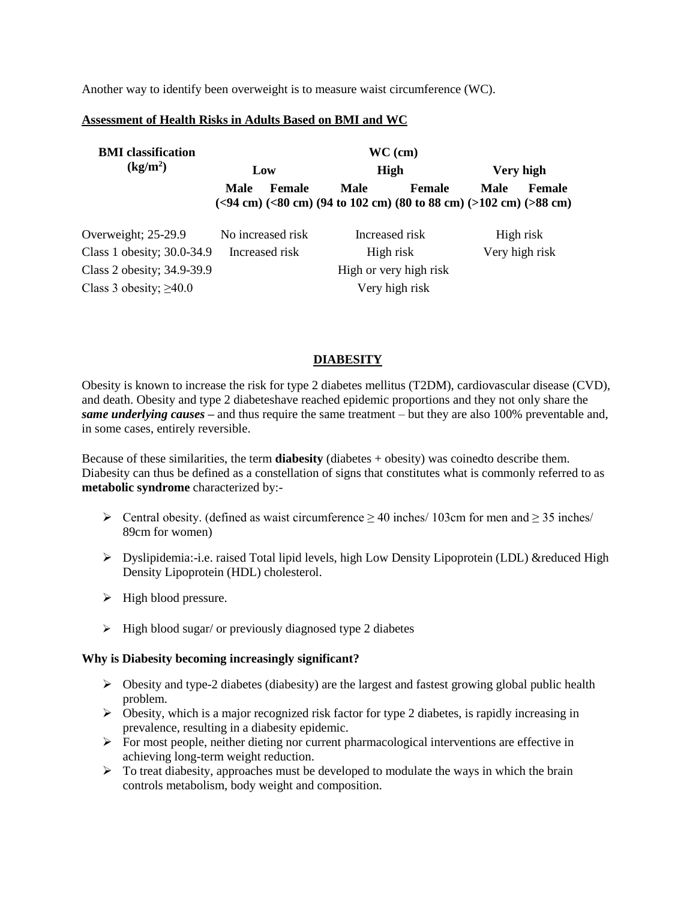Another way to identify been overweight is to measure waist circumference (WC).

**Assessment of Health Risks in Adults Based on BMI and WC**

| BMI classification ($kg/m^2$) | WC (cm) | | | | | |
|---|---|---|---|---|---|---|
| | Low | | High | | Very high | |
| | Male (<94 cm) | Female (<80 cm) | Male (94 to 102 cm) | Female (80 to 88 cm) | Male (>102 cm) | Female (>88 cm) |
| Overweight; 25-29.9 | No increased risk | | Increased risk | | High risk | |
| Class 1 obesity; 30.0-34.9 | Increased risk | | High risk | | Very high risk | |
| Class 2 obesity; 34.9-39.9 | | | High or very high risk | | | |
| Class 3 obesity; ≥40.0 | | | Very high risk | | | |

## DIABESITY

Obesity is known to increase the risk for type 2 diabetes mellitus (T2DM), cardiovascular disease (CVD), and death. Obesity and type 2 diabeteshave reached epidemic proportions and they not only share the ***same underlying causes*** – and thus require the same treatment – but they are also 100% preventable and, in some cases, entirely reversible.

Because of these similarities, the term **diabesity** (diabetes + obesity) was coinedto describe them. Diabesity can thus be defined as a constellation of signs that constitutes what is commonly referred to as **metabolic syndrome** characterized by:-

- Central obesity. (defined as waist circumference ≥ 40 inches/ 103cm for men and ≥ 35 inches/ 89cm for women)
- Dyslipidemia:-i.e. raised Total lipid levels, high Low Density Lipoprotein (LDL) &reduced High Density Lipoprotein (HDL) cholesterol.
- High blood pressure.
- High blood sugar/ or previously diagnosed type 2 diabetes

**Why is Diabesity becoming increasingly significant?**

- Obesity and type-2 diabetes (diabesity) are the largest and fastest growing global public health problem.
- Obesity, which is a major recognized risk factor for type 2 diabetes, is rapidly increasing in prevalence, resulting in a diabesity epidemic.
- For most people, neither dieting nor current pharmacological interventions are effective in achieving long-term weight reduction.
- To treat diabesity, approaches must be developed to modulate the ways in which the brain controls metabolism, body weight and composition.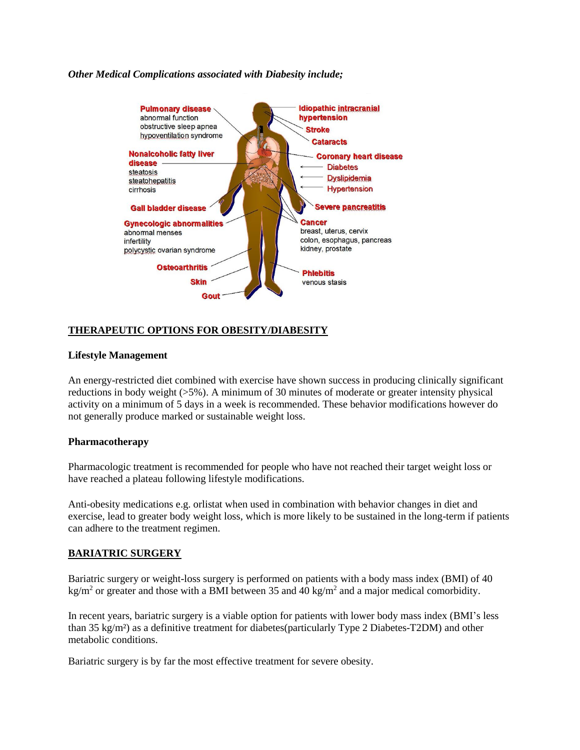*Other Medical Complications associated with Diabesity include;*

- **Pulmonary disease**
  - abnormal function
  - obstructive sleep apnea
  - hypoventilation syndrome
- **Nonalcoholic fatty liver disease**
  - steatosis
  - steatohepatitis
  - cirrhosis
- **Gall bladder disease**
- **Gynecologic abnormalities**
  - abnormal menses
  - infertility
  - polycystic ovarian syndrome
- **Osteoarthritis**
- **Skin**
- **Gout**
- **Idiopathic intracranial hypertension**
- **Stroke**
- **Cataracts**
- **Coronary heart disease**
  - Diabetes
  - Dyslipidemia
  - Hypertension
- **Severe pancreatitis**
- **Cancer**
  - breast, uterus, cervix
  - colon, esophagus, pancreas
  - kidney, prostate
- **Phlebitis**
  - venous stasis

## THERAPEUTIC OPTIONS FOR OBESITY/DIABESITY

### Lifestyle Management

An energy-restricted diet combined with exercise have shown success in producing clinically significant reductions in body weight (>5%). A minimum of 30 minutes of moderate or greater intensity physical activity on a minimum of 5 days in a week is recommended. These behavior modifications however do not generally produce marked or sustainable weight loss.

### Pharmacotherapy

Pharmacologic treatment is recommended for people who have not reached their target weight loss or have reached a plateau following lifestyle modifications.

Anti-obesity medications e.g. orlistat when used in combination with behavior changes in diet and exercise, lead to greater body weight loss, which is more likely to be sustained in the long-term if patients can adhere to the treatment regimen.

## BARIATRIC SURGERY

Bariatric surgery or weight-loss surgery is performed on patients with a body mass index (BMI) of 40 $kg/m^2$ or greater and those with a BMI between 35 and 40 $kg/m^2$ and a major medical comorbidity.

In recent years, bariatric surgery is a viable option for patients with lower body mass index (BMI's less than 35 $kg/m^2$) as a definitive treatment for diabetes(particularly Type 2 Diabetes-T2DM) and other metabolic conditions.

Bariatric surgery is by far the most effective treatment for severe obesity.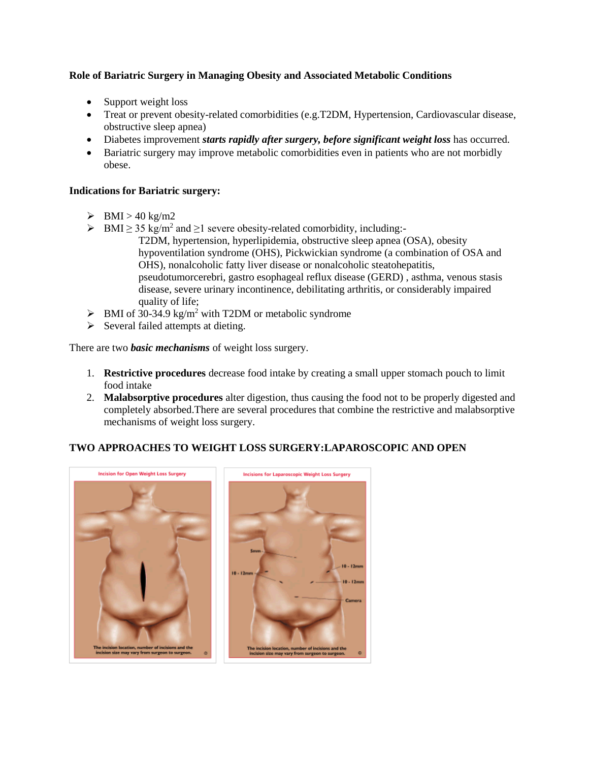**Role of Bariatric Surgery in Managing Obesity and Associated Metabolic Conditions**

- Support weight loss
- Treat or prevent obesity-related comorbidities (e.g.T2DM, Hypertension, Cardiovascular disease, obstructive sleep apnea)
- Diabetes improvement ***starts rapidly after surgery, before significant weight loss*** has occurred.
- Bariatric surgery may improve metabolic comorbidities even in patients who are not morbidly obese.

**Indications for Bariatric surgery:**

- BMI > 40 kg/m2
- BMI ≥ 35 kg/$m^2$ and ≥1 severe obesity-related comorbidity, including:-
  T2DM, hypertension, hyperlipidemia, obstructive sleep apnea (OSA), obesity hypoventilation syndrome (OHS), Pickwickian syndrome (a combination of OSA and OHS), nonalcoholic fatty liver disease or nonalcoholic steatohepatitis, pseudotumorcerebri, gastro esophageal reflux disease (GERD) , asthma, venous stasis disease, severe urinary incontinence, debilitating arthritis, or considerably impaired quality of life;
- BMI of 30-34.9 kg/$m^2$ with T2DM or metabolic syndrome
- Several failed attempts at dieting.

There are two ***basic mechanisms*** of weight loss surgery.

1. **Restrictive procedures** decrease food intake by creating a small upper stomach pouch to limit food intake
2. **Malabsorptive procedures** alter digestion, thus causing the food not to be properly digested and completely absorbed.There are several procedures that combine the restrictive and malabsorptive mechanisms of weight loss surgery.

**TWO APPROACHES TO WEIGHT LOSS SURGERY:LAPAROSCOPIC AND OPEN**

Incision for Open Weight Loss Surgery

The incision location, number of incisions and the incision size may vary from surgeon to surgeon.

Incisions for Laparoscopic Weight Loss Surgery

5mm, 10 - 12mm, 10 - 12mm, 10 - 12mm, Camera

The incision location, number of incisions and the incision size may vary from surgeon to surgeon.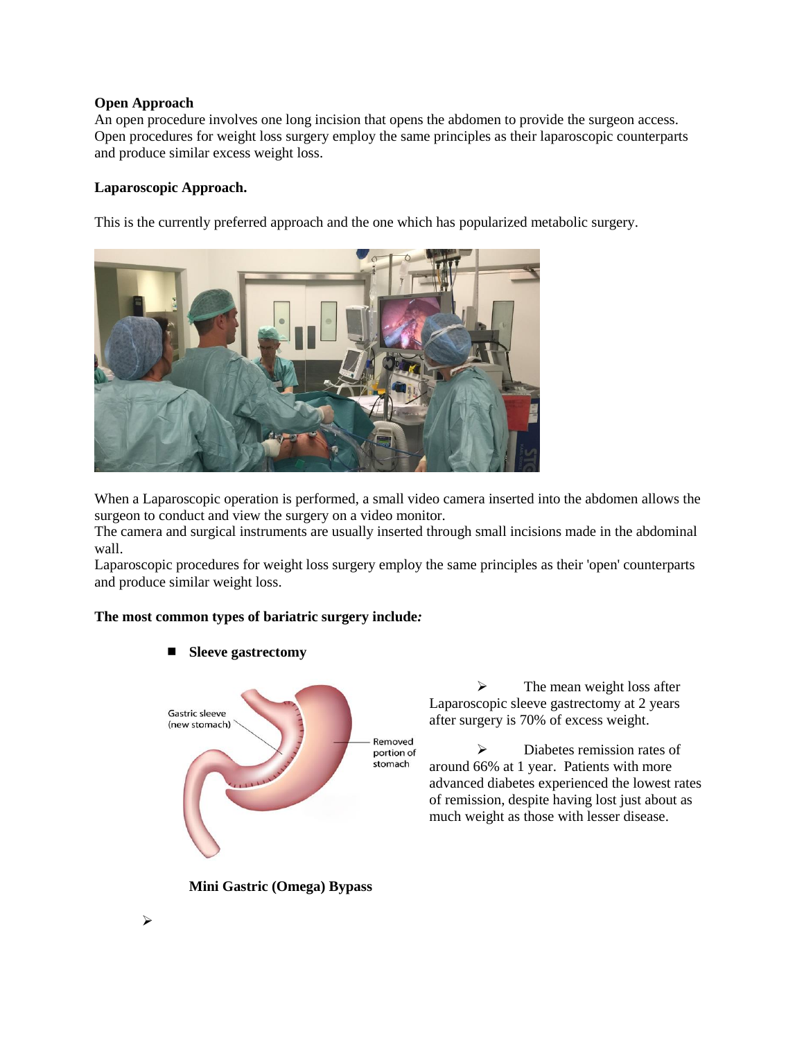**Open Approach**

An open procedure involves one long incision that opens the abdomen to provide the surgeon access. Open procedures for weight loss surgery employ the same principles as their laparoscopic counterparts and produce similar excess weight loss.

**Laparoscopic Approach.**

This is the currently preferred approach and the one which has popularized metabolic surgery.

When a Laparoscopic operation is performed, a small video camera inserted into the abdomen allows the surgeon to conduct and view the surgery on a video monitor.

The camera and surgical instruments are usually inserted through small incisions made in the abdominal wall.

Laparoscopic procedures for weight loss surgery employ the same principles as their 'open' counterparts and produce similar weight loss.

**The most common types of bariatric surgery include*:***

- **Sleeve gastrectomy**

  - The mean weight loss after Laparoscopic sleeve gastrectomy at 2 years after surgery is 70% of excess weight.
  - Diabetes remission rates of around 66% at 1 year. Patients with more advanced diabetes experienced the lowest rates of remission, despite having lost just about as much weight as those with lesser disease.

**Mini Gastric (Omega) Bypass**

-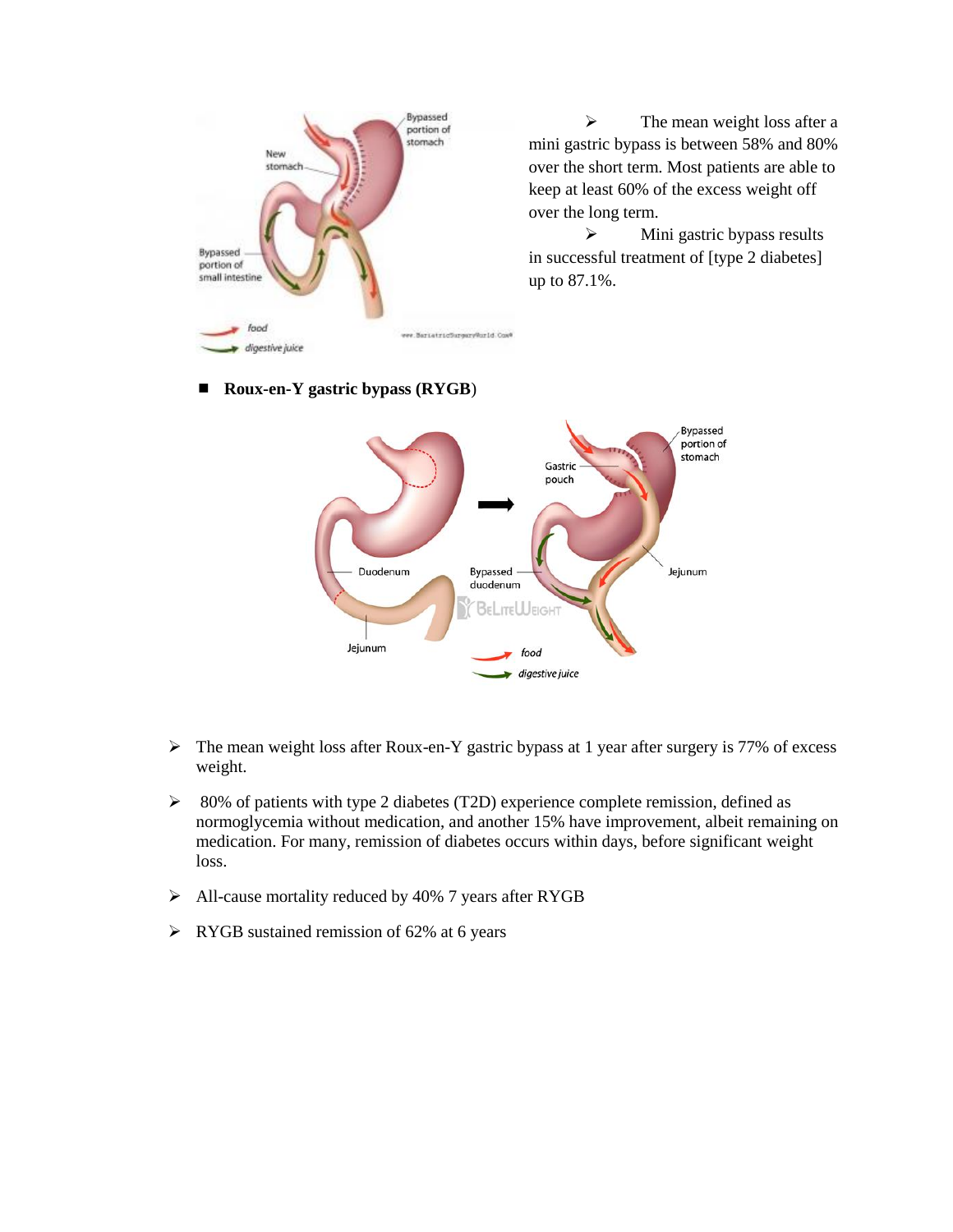- The mean weight loss after a mini gastric bypass is between 58% and 80% over the short term. Most patients are able to keep at least 60% of the excess weight off over the long term.
- Mini gastric bypass results in successful treatment of [type 2 diabetes] up to 87.1%.

- **Roux-en-Y gastric bypass (RYGB)**

- The mean weight loss after Roux-en-Y gastric bypass at 1 year after surgery is 77% of excess weight.
- 80% of patients with type 2 diabetes (T2D) experience complete remission, defined as normoglycemia without medication, and another 15% have improvement, albeit remaining on medication. For many, remission of diabetes occurs within days, before significant weight loss.
- All-cause mortality reduced by 40% 7 years after RYGB
- RYGB sustained remission of 62% at 6 years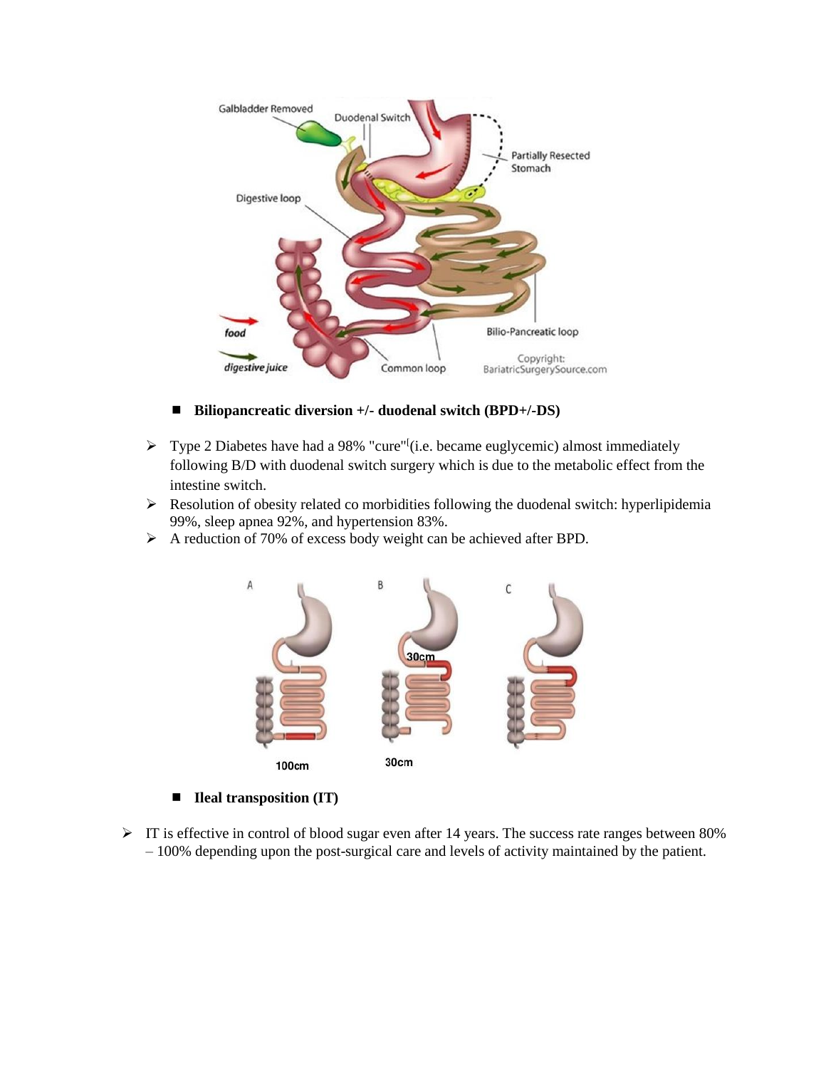- **Biliopancreatic diversion +/- duodenal switch (BPD+/-DS)**

> - Type 2 Diabetes have had a 98% "cure"[(i.e. became euglycemic) almost immediately following B/D with duodenal switch surgery which is due to the metabolic effect from the intestine switch.
> - Resolution of obesity related co morbidities following the duodenal switch: hyperlipidemia 99%, sleep apnea 92%, and hypertension 83%.
> - A reduction of 70% of excess body weight can be achieved after BPD.

- **Ileal transposition (IT)**

> - IT is effective in control of blood sugar even after 14 years. The success rate ranges between 80% – 100% depending upon the post-surgical care and levels of activity maintained by the patient.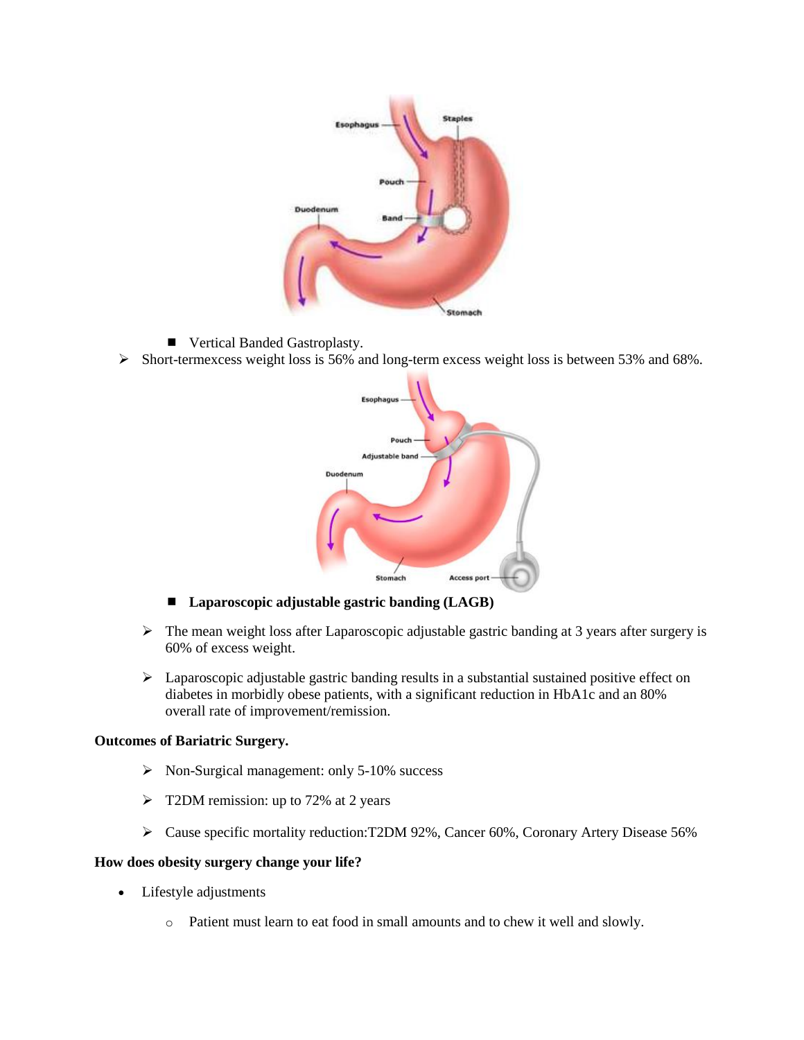- Vertical Banded Gastroplasty.

➢ Short-termexcess weight loss is 56% and long-term excess weight loss is between 53% and 68%.

- **Laparoscopic adjustable gastric banding (LAGB)**

➢ The mean weight loss after Laparoscopic adjustable gastric banding at 3 years after surgery is 60% of excess weight.

➢ Laparoscopic adjustable gastric banding results in a substantial sustained positive effect on diabetes in morbidly obese patients, with a significant reduction in HbA1c and an 80% overall rate of improvement/remission.

**Outcomes of Bariatric Surgery.**

➢ Non-Surgical management: only 5-10% success

➢ T2DM remission: up to 72% at 2 years

➢ Cause specific mortality reduction:T2DM 92%, Cancer 60%, Coronary Artery Disease 56%

**How does obesity surgery change your life?**

- Lifestyle adjustments
  - Patient must learn to eat food in small amounts and to chew it well and slowly.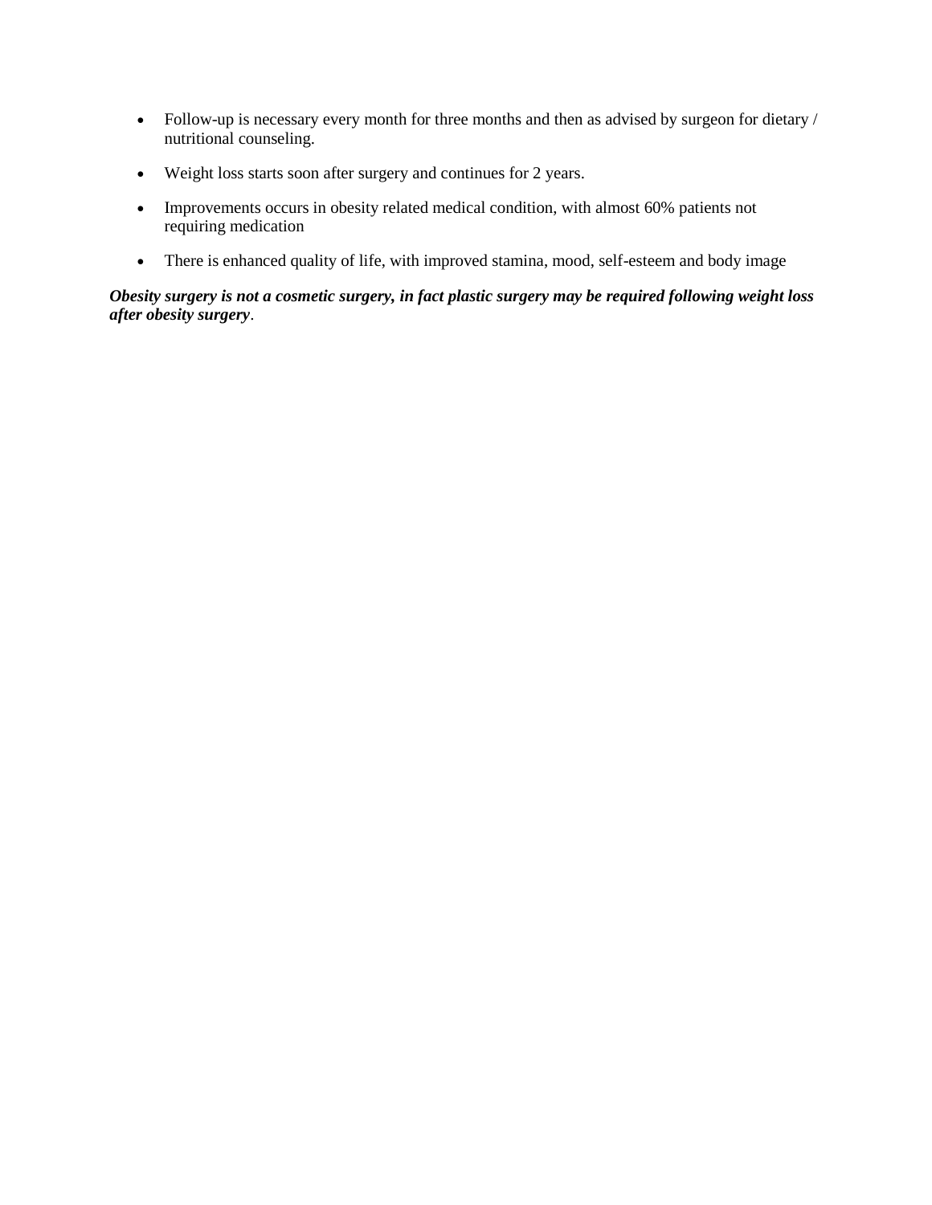- Follow-up is necessary every month for three months and then as advised by surgeon for dietary / nutritional counseling.
- Weight loss starts soon after surgery and continues for 2 years.
- Improvements occurs in obesity related medical condition, with almost 60% patients not requiring medication
- There is enhanced quality of life, with improved stamina, mood, self-esteem and body image

***Obesity surgery is not a cosmetic surgery, in fact plastic surgery may be required following weight loss after obesity surgery***.